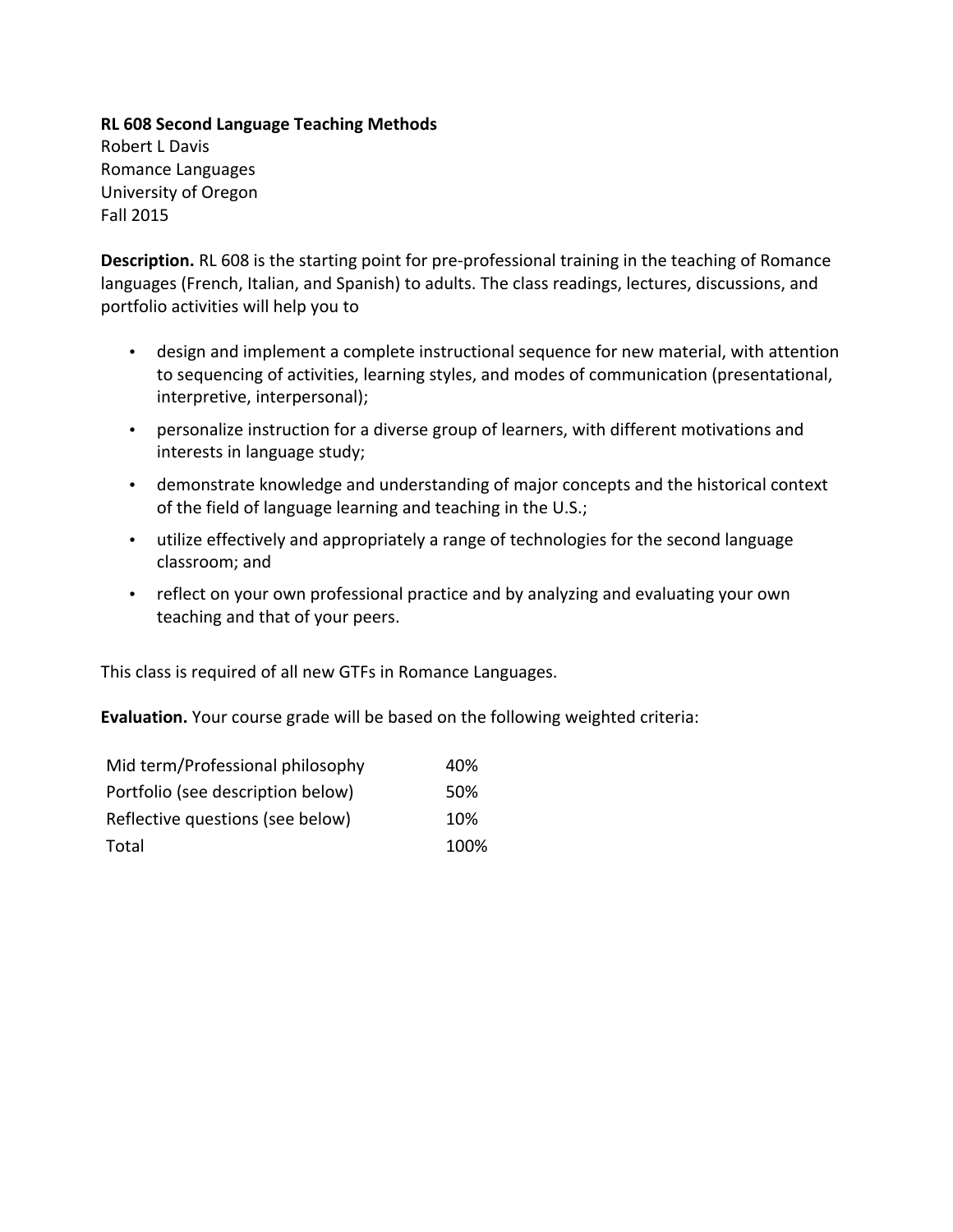**RL 608 Second Language Teaching Methods**
Robert L Davis
Romance Languages
University of Oregon
Fall 2015

**Description.** RL 608 is the starting point for pre-professional training in the teaching of Romance languages (French, Italian, and Spanish) to adults. The class readings, lectures, discussions, and portfolio activities will help you to

- design and implement a complete instructional sequence for new material, with attention to sequencing of activities, learning styles, and modes of communication (presentational, interpretive, interpersonal);
- personalize instruction for a diverse group of learners, with different motivations and interests in language study;
- demonstrate knowledge and understanding of major concepts and the historical context of the field of language learning and teaching in the U.S.;
- utilize effectively and appropriately a range of technologies for the second language classroom; and
- reflect on your own professional practice and by analyzing and evaluating your own teaching and that of your peers.

This class is required of all new GTFs in Romance Languages.

**Evaluation.** Your course grade will be based on the following weighted criteria:

| | |
|---|---|
| Mid term/Professional philosophy | 40% |
| Portfolio (see description below) | 50% |
| Reflective questions (see below) | 10% |
| Total | 100% |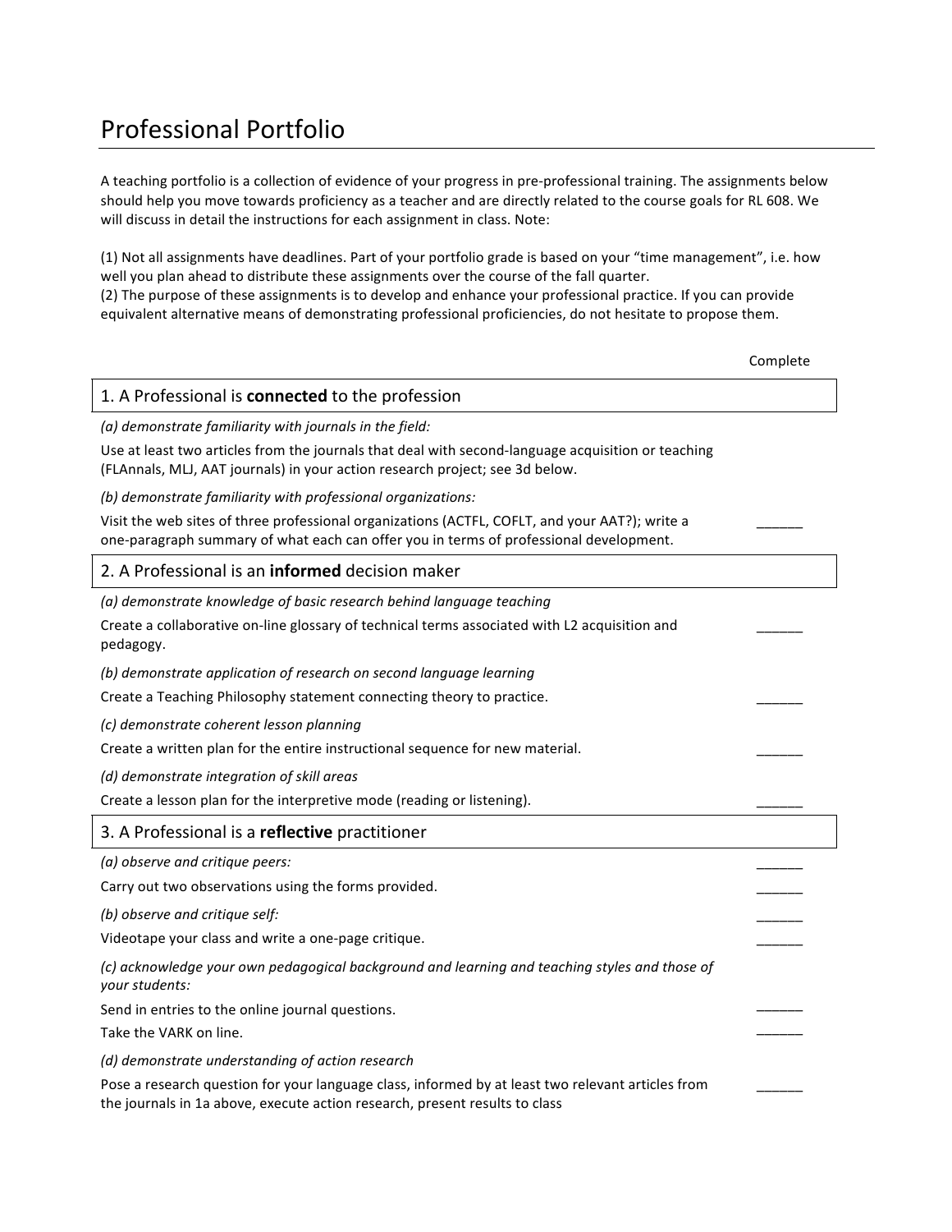# Professional Portfolio

A teaching portfolio is a collection of evidence of your progress in pre-professional training. The assignments below should help you move towards proficiency as a teacher and are directly related to the course goals for RL 608. We will discuss in detail the instructions for each assignment in class. Note:

(1) Not all assignments have deadlines. Part of your portfolio grade is based on your "time management", i.e. how well you plan ahead to distribute these assignments over the course of the fall quarter.
(2) The purpose of these assignments is to develop and enhance your professional practice. If you can provide equivalent alternative means of demonstrating professional proficiencies, do not hesitate to propose them.

Complete

## 1. A Professional is **connected** to the profession

*(a) demonstrate familiarity with journals in the field:*

Use at least two articles from the journals that deal with second-language acquisition or teaching (FLAnnals, MLJ, AAT journals) in your action research project; see 3d below.

*(b) demonstrate familiarity with professional organizations:*

Visit the web sites of three professional organizations (ACTFL, COFLT, and your AAT?); write a one-paragraph summary of what each can offer you in terms of professional development. ______

## 2. A Professional is an **informed** decision maker

*(a) demonstrate knowledge of basic research behind language teaching*

Create a collaborative on-line glossary of technical terms associated with L2 acquisition and pedagogy. ______

*(b) demonstrate application of research on second language learning*

Create a Teaching Philosophy statement connecting theory to practice. ______

*(c) demonstrate coherent lesson planning*

Create a written plan for the entire instructional sequence for new material. ______

*(d) demonstrate integration of skill areas*

Create a lesson plan for the interpretive mode (reading or listening). ______

## 3. A Professional is a **reflective** practitioner

*(a) observe and critique peers:* ______

Carry out two observations using the forms provided. ______

*(b) observe and critique self:* ______

Videotape your class and write a one-page critique. ______

*(c) acknowledge your own pedagogical background and learning and teaching styles and those of your students:*

Send in entries to the online journal questions. ______

Take the VARK on line. ______

*(d) demonstrate understanding of action research*

Pose a research question for your language class, informed by at least two relevant articles from the journals in 1a above, execute action research, present results to class ______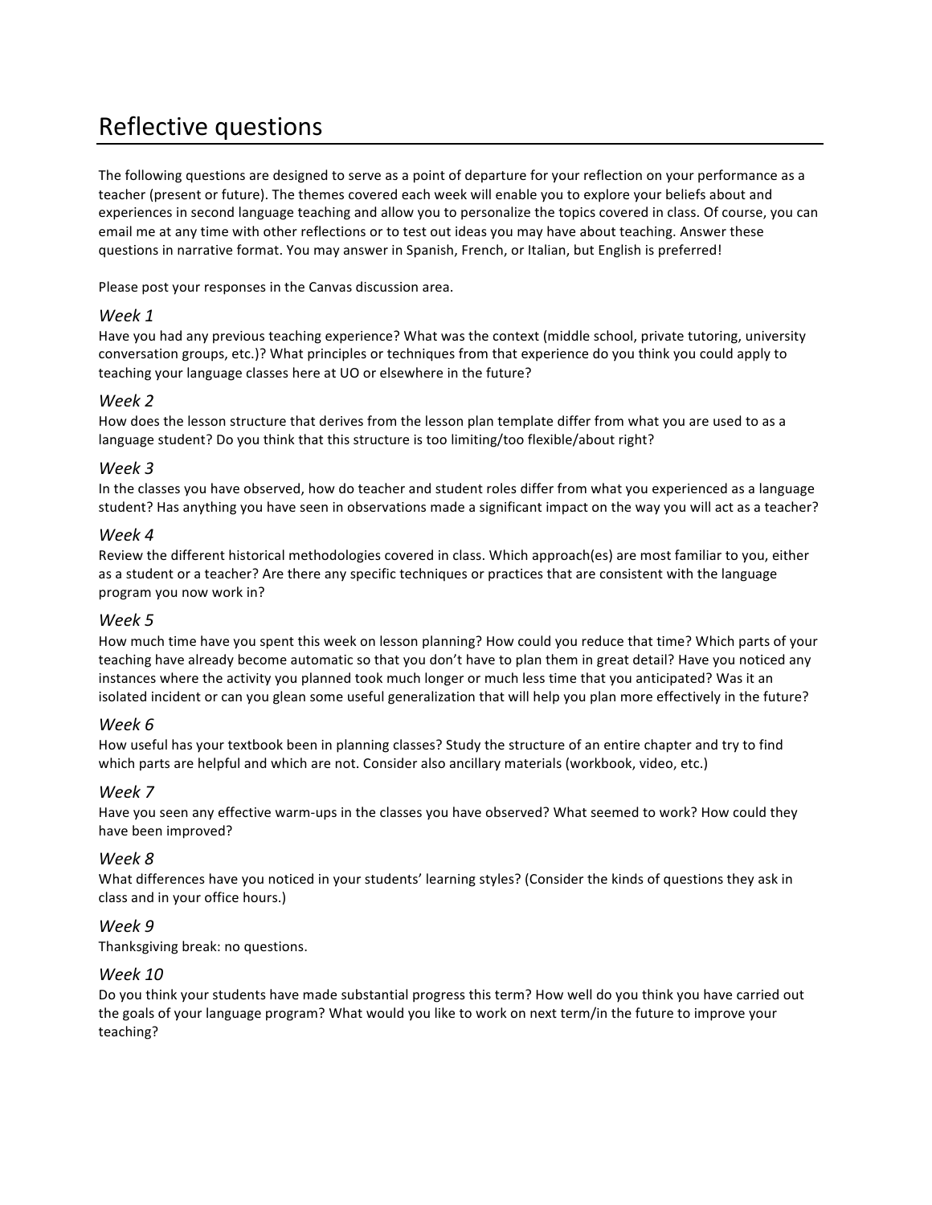# Reflective questions

The following questions are designed to serve as a point of departure for your reflection on your performance as a teacher (present or future). The themes covered each week will enable you to explore your beliefs about and experiences in second language teaching and allow you to personalize the topics covered in class. Of course, you can email me at any time with other reflections or to test out ideas you may have about teaching. Answer these questions in narrative format. You may answer in Spanish, French, or Italian, but English is preferred!

Please post your responses in the Canvas discussion area.

### *Week 1*

Have you had any previous teaching experience? What was the context (middle school, private tutoring, university conversation groups, etc.)? What principles or techniques from that experience do you think you could apply to teaching your language classes here at UO or elsewhere in the future?

### *Week 2*

How does the lesson structure that derives from the lesson plan template differ from what you are used to as a language student? Do you think that this structure is too limiting/too flexible/about right?

### *Week 3*

In the classes you have observed, how do teacher and student roles differ from what you experienced as a language student? Has anything you have seen in observations made a significant impact on the way you will act as a teacher?

### *Week 4*

Review the different historical methodologies covered in class. Which approach(es) are most familiar to you, either as a student or a teacher? Are there any specific techniques or practices that are consistent with the language program you now work in?

### *Week 5*

How much time have you spent this week on lesson planning? How could you reduce that time? Which parts of your teaching have already become automatic so that you don't have to plan them in great detail? Have you noticed any instances where the activity you planned took much longer or much less time that you anticipated? Was it an isolated incident or can you glean some useful generalization that will help you plan more effectively in the future?

### *Week 6*

How useful has your textbook been in planning classes? Study the structure of an entire chapter and try to find which parts are helpful and which are not. Consider also ancillary materials (workbook, video, etc.)

### *Week 7*

Have you seen any effective warm-ups in the classes you have observed? What seemed to work? How could they have been improved?

### *Week 8*

What differences have you noticed in your students' learning styles? (Consider the kinds of questions they ask in class and in your office hours.)

### *Week 9*

Thanksgiving break: no questions.

### *Week 10*

Do you think your students have made substantial progress this term? How well do you think you have carried out the goals of your language program? What would you like to work on next term/in the future to improve your teaching?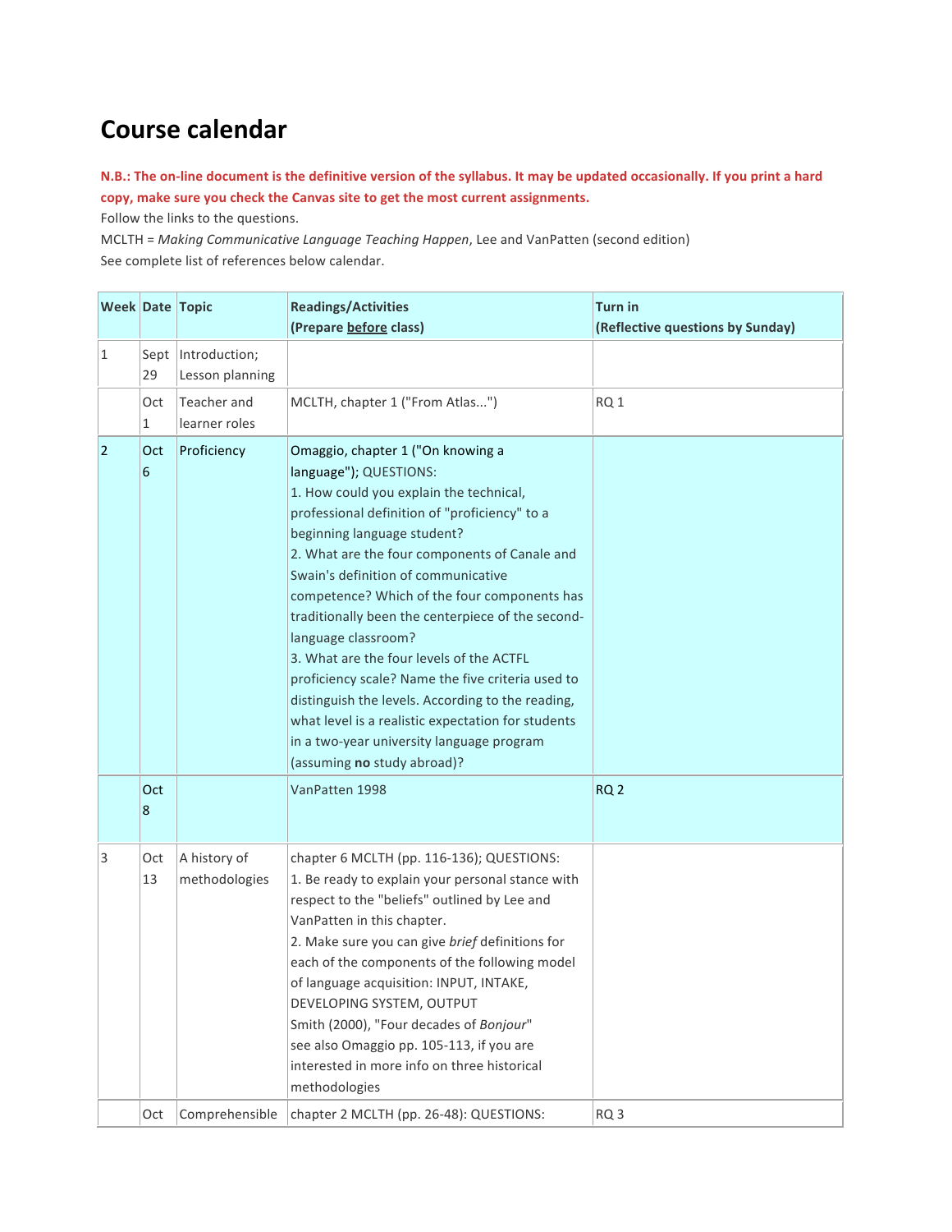# Course calendar

**N.B.: The on-line document is the definitive version of the syllabus. It may be updated occasionally. If you print a hard copy, make sure you check the Canvas site to get the most current assignments.**

Follow the links to the questions.

MCLTH = *Making Communicative Language Teaching Happen*, Lee and VanPatten (second edition)

See complete list of references below calendar.

| Week | Date | Topic | Readings/Activities (Prepare before class) | Turn in (Reflective questions by Sunday) |
|---|---|---|---|---|
| 1 | Sept 29 | Introduction; Lesson planning | | |
| | Oct 1 | Teacher and learner roles | MCLTH, chapter 1 ("From Atlas...") | RQ 1 |
| 2 | Oct 6 | Proficiency | Omaggio, chapter 1 ("On knowing a language"); QUESTIONS:<br>1. How could you explain the technical, professional definition of "proficiency" to a beginning language student?<br>2. What are the four components of Canale and Swain's definition of communicative competence? Which of the four components has traditionally been the centerpiece of the second-language classroom?<br>3. What are the four levels of the ACTFL proficiency scale? Name the five criteria used to distinguish the levels. According to the reading, what level is a realistic expectation for students in a two-year university language program (assuming **no** study abroad)? | |
| | Oct 8 | | VanPatten 1998 | RQ 2 |
| 3 | Oct 13 | A history of methodologies | chapter 6 MCLTH (pp. 116-136); QUESTIONS:<br>1. Be ready to explain your personal stance with respect to the "beliefs" outlined by Lee and VanPatten in this chapter.<br>2. Make sure you can give *brief* definitions for each of the components of the following model of language acquisition: INPUT, INTAKE, DEVELOPING SYSTEM, OUTPUT<br>Smith (2000), "Four decades of *Bonjour*"<br>see also Omaggio pp. 105-113, if you are interested in more info on three historical methodologies | |
| | Oct | Comprehensible | chapter 2 MCLTH (pp. 26-48): QUESTIONS: | RQ 3 |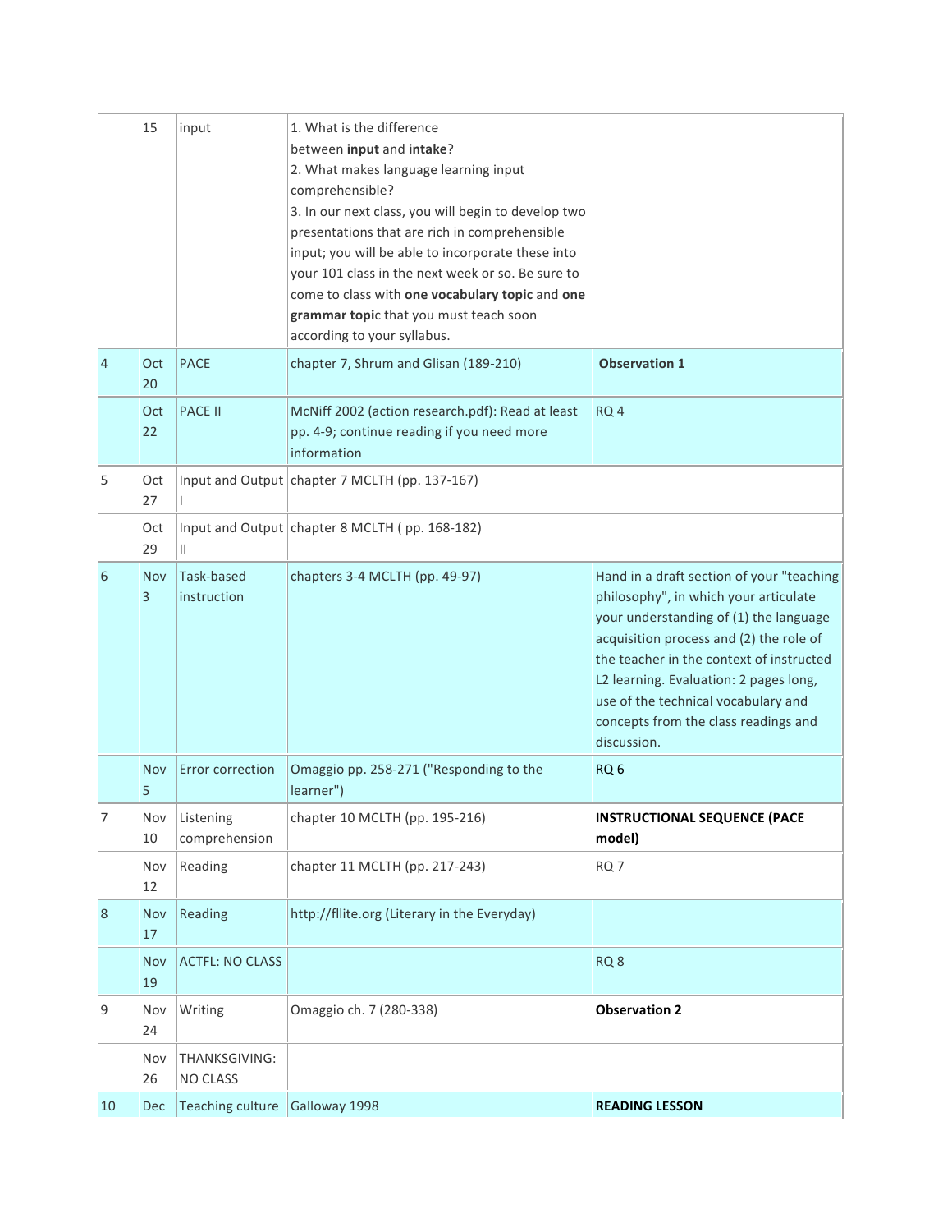|  |  |  |  |  |
|---|---|---|---|---|
|  | 15 | input | 1. What is the difference between **input** and **intake**?<br>2. What makes language learning input comprehensible?<br>3. In our next class, you will begin to develop two presentations that are rich in comprehensible input; you will be able to incorporate these into your 101 class in the next week or so. Be sure to come to class with **one vocabulary topic** and **one grammar topi**c that you must teach soon according to your syllabus. |  |
| 4 | Oct 20 | PACE | chapter 7, Shrum and Glisan (189-210) | **Observation 1** |
|  | Oct 22 | PACE II | McNiff 2002 (action research.pdf): Read at least pp. 4-9; continue reading if you need more information | RQ 4 |
| 5 | Oct 27 | Input and Output I | chapter 7 MCLTH (pp. 137-167) |  |
|  | Oct 29 | Input and Output II | chapter 8 MCLTH ( pp. 168-182) |  |
| 6 | Nov 3 | Task-based instruction | chapters 3-4 MCLTH (pp. 49-97) | Hand in a draft section of your "teaching philosophy", in which your articulate your understanding of (1) the language acquisition process and (2) the role of the teacher in the context of instructed L2 learning. Evaluation: 2 pages long, use of the technical vocabulary and concepts from the class readings and discussion. |
|  | Nov 5 | Error correction | Omaggio pp. 258-271 ("Responding to the learner") | RQ 6 |
| 7 | Nov 10 | Listening comprehension | chapter 10 MCLTH (pp. 195-216) | **INSTRUCTIONAL SEQUENCE (PACE model)** |
|  | Nov 12 | Reading | chapter 11 MCLTH (pp. 217-243) | RQ 7 |
| 8 | Nov 17 | Reading | http://fllite.org (Literary in the Everyday) |  |
|  | Nov 19 | ACTFL: NO CLASS |  | RQ 8 |
| 9 | Nov 24 | Writing | Omaggio ch. 7 (280-338) | **Observation 2** |
|  | Nov 26 | THANKSGIVING: NO CLASS |  |  |
| 10 | Dec | Teaching culture | Galloway 1998 | **READING LESSON** |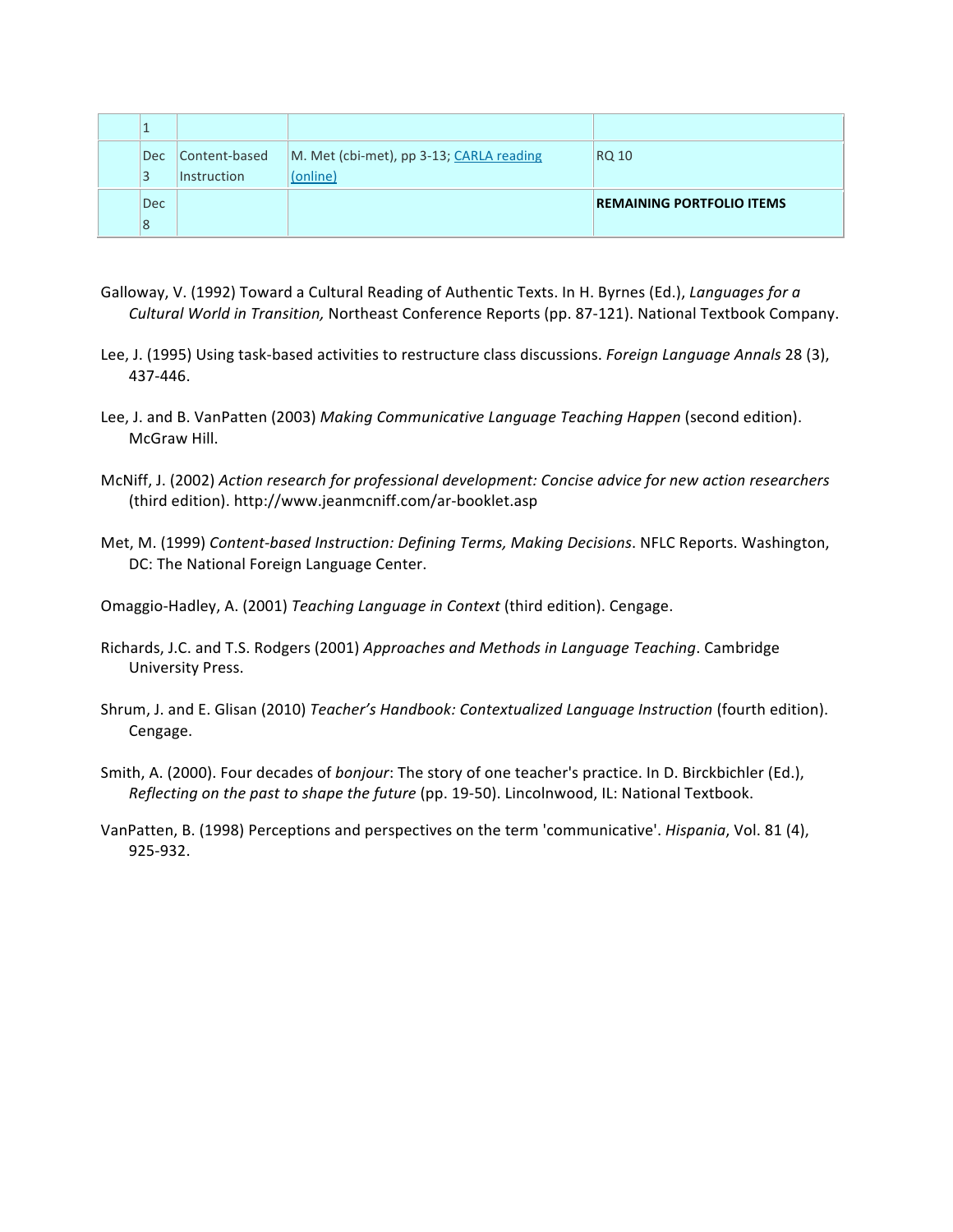| | | | | |
|---|---|---|---|---|
| | 1 | | | |
| | Dec 3 | Content-based Instruction | M. Met (cbi-met), pp 3-13; CARLA reading (online) | RQ 10 |
| | Dec 8 | | | **REMAINING PORTFOLIO ITEMS** |

Galloway, V. (1992) Toward a Cultural Reading of Authentic Texts. In H. Byrnes (Ed.), *Languages for a Cultural World in Transition,* Northeast Conference Reports (pp. 87-121). National Textbook Company.

Lee, J. (1995) Using task-based activities to restructure class discussions. *Foreign Language Annals* 28 (3), 437-446.

Lee, J. and B. VanPatten (2003) *Making Communicative Language Teaching Happen* (second edition). McGraw Hill.

McNiff, J. (2002) *Action research for professional development: Concise advice for new action researchers* (third edition). http://www.jeanmcniff.com/ar-booklet.asp

Met, M. (1999) *Content-based Instruction: Defining Terms, Making Decisions*. NFLC Reports. Washington, DC: The National Foreign Language Center.

Omaggio-Hadley, A. (2001) *Teaching Language in Context* (third edition). Cengage.

Richards, J.C. and T.S. Rodgers (2001) *Approaches and Methods in Language Teaching*. Cambridge University Press.

Shrum, J. and E. Glisan (2010) *Teacher's Handbook: Contextualized Language Instruction* (fourth edition). Cengage.

Smith, A. (2000). Four decades of *bonjour*: The story of one teacher's practice. In D. Birckbichler (Ed.), *Reflecting on the past to shape the future* (pp. 19-50). Lincolnwood, IL: National Textbook.

VanPatten, B. (1998) Perceptions and perspectives on the term 'communicative'. *Hispania*, Vol. 81 (4), 925-932.